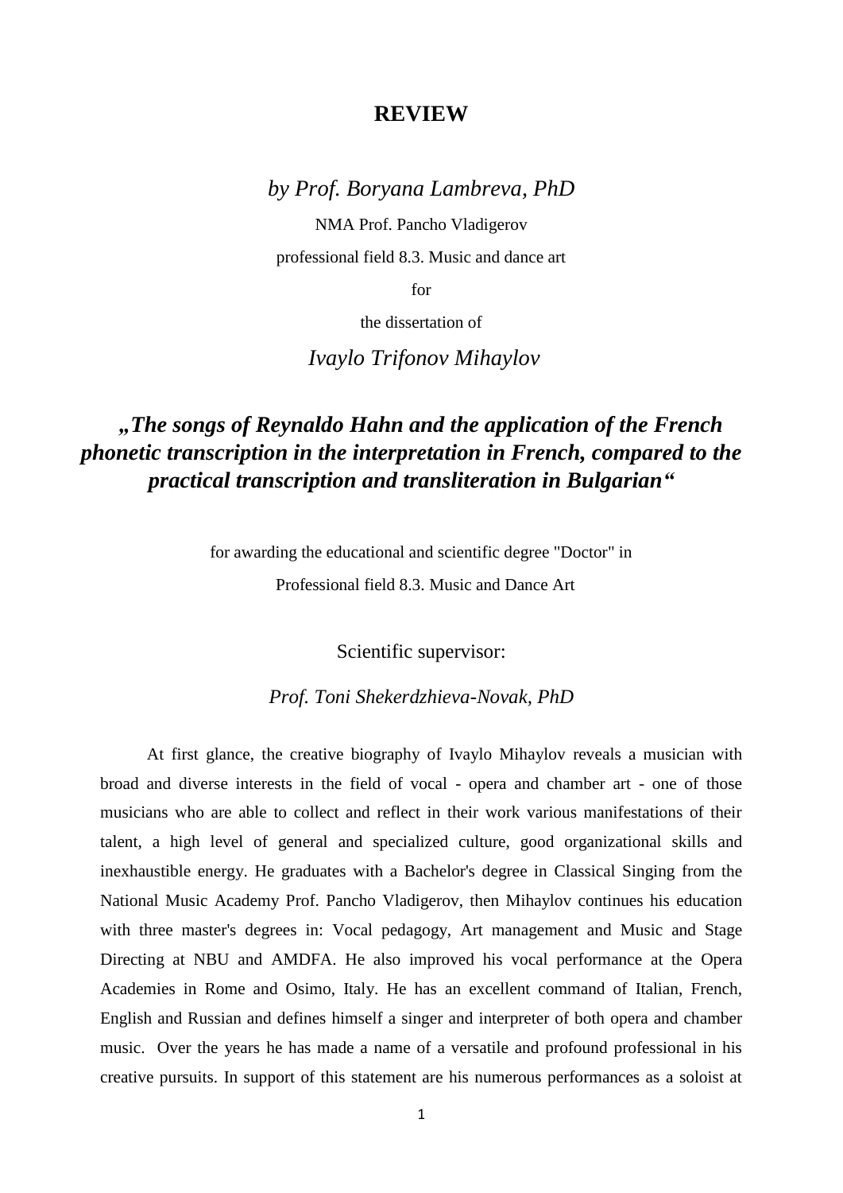# REVIEW

*by Prof. Boryana Lambreva, PhD*

NMA Prof. Pancho Vladigerov

professional field 8.3. Music and dance art

for

the dissertation of

*Ivaylo Trifonov Mihaylov*

## ***„The songs of Reynaldo Hahn and the application of the French phonetic transcription in the interpretation in French, compared to the practical transcription and transliteration in Bulgarian“***

for awarding the educational and scientific degree "Doctor" in

Professional field 8.3. Music and Dance Art

Scientific supervisor:

*Prof. Toni Shekerdzhieva-Novak, PhD*

At first glance, the creative biography of Ivaylo Mihaylov reveals a musician with broad and diverse interests in the field of vocal - opera and chamber art - one of those musicians who are able to collect and reflect in their work various manifestations of their talent, a high level of general and specialized culture, good organizational skills and inexhaustible energy. He graduates with a Bachelor's degree in Classical Singing from the National Music Academy Prof. Pancho Vladigerov, then Mihaylov continues his education with three master's degrees in: Vocal pedagogy, Art management and Music and Stage Directing at NBU and AMDFA. He also improved his vocal performance at the Opera Academies in Rome and Osimo, Italy. He has an excellent command of Italian, French, English and Russian and defines himself a singer and interpreter of both opera and chamber music. Over the years he has made a name of a versatile and profound professional in his creative pursuits. In support of this statement are his numerous performances as a soloist at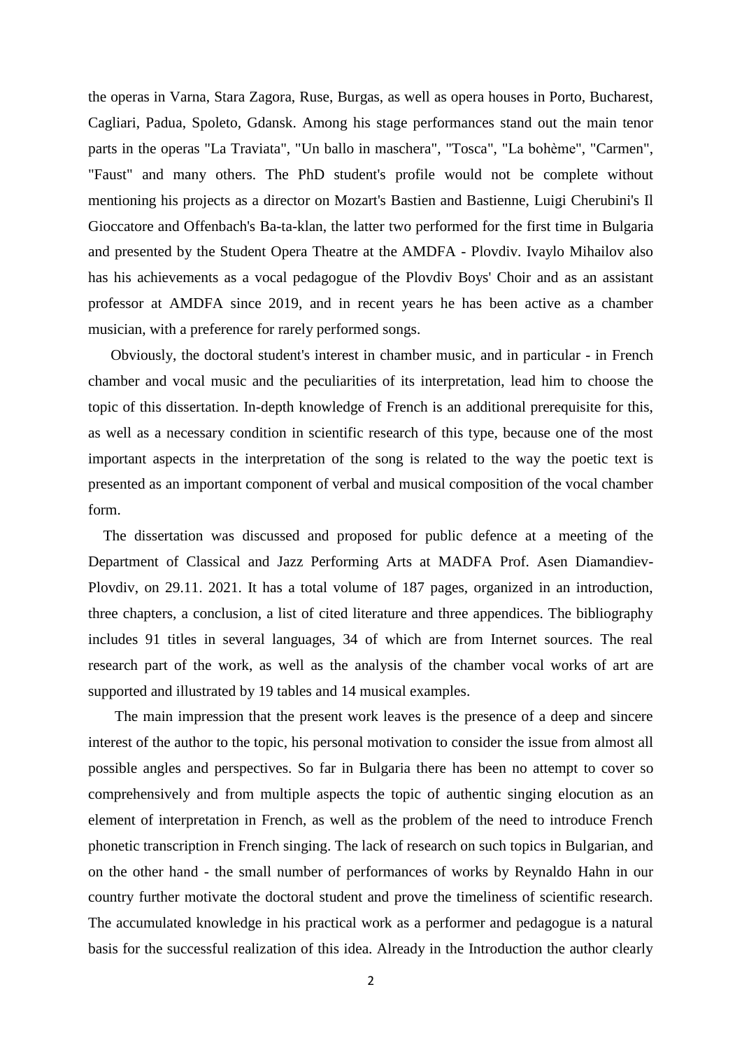the operas in Varna, Stara Zagora, Ruse, Burgas, as well as opera houses in Porto, Bucharest, Cagliari, Padua, Spoleto, Gdansk. Among his stage performances stand out the main tenor parts in the operas "La Traviata", "Un ballo in maschera", "Tosca", "La bohème", "Carmen", "Faust" and many others. The PhD student's profile would not be complete without mentioning his projects as a director on Mozart's Bastien and Bastienne, Luigi Cherubini's Il Gioccatore and Offenbach's Ba-ta-klan, the latter two performed for the first time in Bulgaria and presented by the Student Opera Theatre at the AMDFA - Plovdiv. Ivaylo Mihailov also has his achievements as a vocal pedagogue of the Plovdiv Boys' Choir and as an assistant professor at AMDFA since 2019, and in recent years he has been active as a chamber musician, with a preference for rarely performed songs.

Obviously, the doctoral student's interest in chamber music, and in particular - in French chamber and vocal music and the peculiarities of its interpretation, lead him to choose the topic of this dissertation. In-depth knowledge of French is an additional prerequisite for this, as well as a necessary condition in scientific research of this type, because one of the most important aspects in the interpretation of the song is related to the way the poetic text is presented as an important component of verbal and musical composition of the vocal chamber form.

The dissertation was discussed and proposed for public defence at a meeting of the Department of Classical and Jazz Performing Arts at MADFA Prof. Asen Diamandiev-Plovdiv, on 29.11. 2021. It has a total volume of 187 pages, organized in an introduction, three chapters, a conclusion, a list of cited literature and three appendices. The bibliography includes 91 titles in several languages, 34 of which are from Internet sources. The real research part of the work, as well as the analysis of the chamber vocal works of art are supported and illustrated by 19 tables and 14 musical examples.

The main impression that the present work leaves is the presence of a deep and sincere interest of the author to the topic, his personal motivation to consider the issue from almost all possible angles and perspectives. So far in Bulgaria there has been no attempt to cover so comprehensively and from multiple aspects the topic of authentic singing elocution as an element of interpretation in French, as well as the problem of the need to introduce French phonetic transcription in French singing. The lack of research on such topics in Bulgarian, and on the other hand - the small number of performances of works by Reynaldo Hahn in our country further motivate the doctoral student and prove the timeliness of scientific research. The accumulated knowledge in his practical work as a performer and pedagogue is a natural basis for the successful realization of this idea. Already in the Introduction the author clearly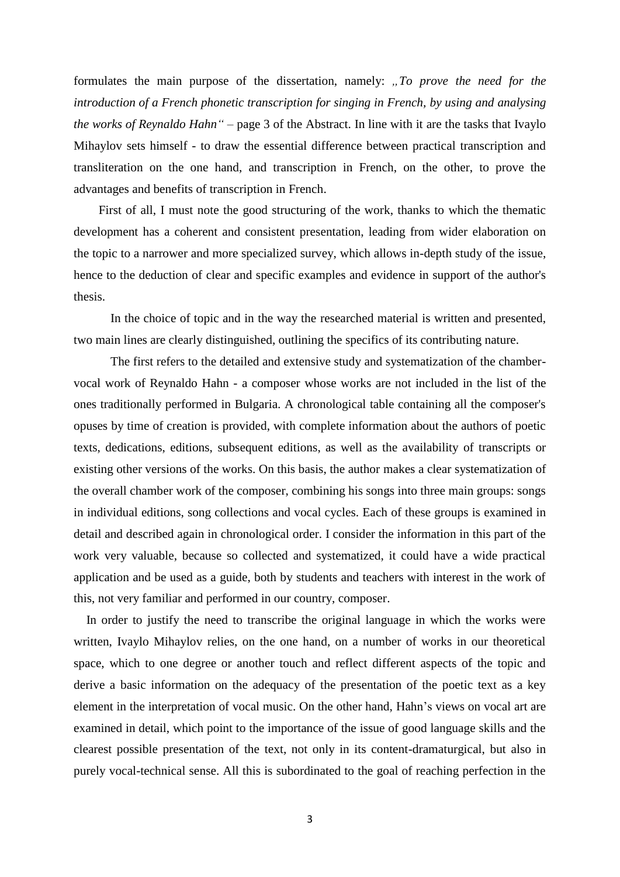formulates the main purpose of the dissertation, namely: *„To prove the need for the introduction of a French phonetic transcription for singing in French, by using and analysing the works of Reynaldo Hahn"* – page 3 of the Abstract. In line with it are the tasks that Ivaylo Mihaylov sets himself - to draw the essential difference between practical transcription and transliteration on the one hand, and transcription in French, on the other, to prove the advantages and benefits of transcription in French.

First of all, I must note the good structuring of the work, thanks to which the thematic development has a coherent and consistent presentation, leading from wider elaboration on the topic to a narrower and more specialized survey, which allows in-depth study of the issue, hence to the deduction of clear and specific examples and evidence in support of the author's thesis.

In the choice of topic and in the way the researched material is written and presented, two main lines are clearly distinguished, outlining the specifics of its contributing nature.

The first refers to the detailed and extensive study and systematization of the chamber-vocal work of Reynaldo Hahn - a composer whose works are not included in the list of the ones traditionally performed in Bulgaria. A chronological table containing all the composer's opuses by time of creation is provided, with complete information about the authors of poetic texts, dedications, editions, subsequent editions, as well as the availability of transcripts or existing other versions of the works. On this basis, the author makes a clear systematization of the overall chamber work of the composer, combining his songs into three main groups: songs in individual editions, song collections and vocal cycles. Each of these groups is examined in detail and described again in chronological order. I consider the information in this part of the work very valuable, because so collected and systematized, it could have a wide practical application and be used as a guide, both by students and teachers with interest in the work of this, not very familiar and performed in our country, composer.

In order to justify the need to transcribe the original language in which the works were written, Ivaylo Mihaylov relies, on the one hand, on a number of works in our theoretical space, which to one degree or another touch and reflect different aspects of the topic and derive a basic information on the adequacy of the presentation of the poetic text as a key element in the interpretation of vocal music. On the other hand, Hahn's views on vocal art are examined in detail, which point to the importance of the issue of good language skills and the clearest possible presentation of the text, not only in its content-dramaturgical, but also in purely vocal-technical sense. All this is subordinated to the goal of reaching perfection in the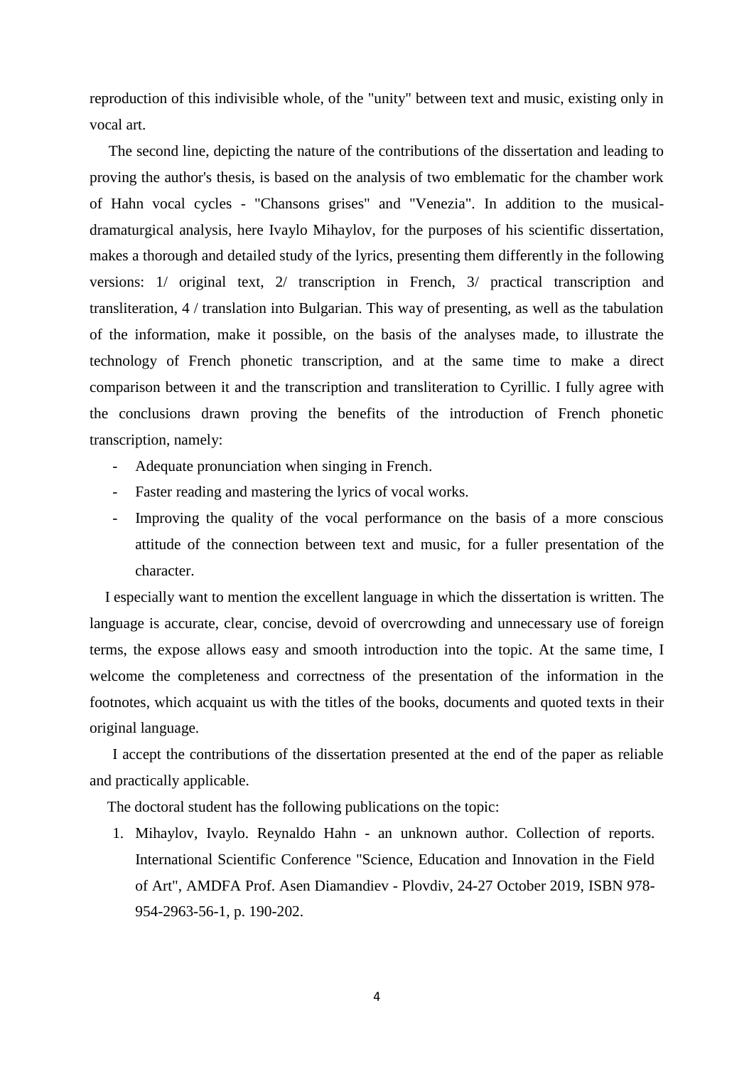reproduction of this indivisible whole, of the "unity" between text and music, existing only in vocal art.

The second line, depicting the nature of the contributions of the dissertation and leading to proving the author's thesis, is based on the analysis of two emblematic for the chamber work of Hahn vocal cycles - "Chansons grises" and "Venezia". In addition to the musical-dramaturgical analysis, here Ivaylo Mihaylov, for the purposes of his scientific dissertation, makes a thorough and detailed study of the lyrics, presenting them differently in the following versions: 1/ original text, 2/ transcription in French, 3/ practical transcription and transliteration, 4 / translation into Bulgarian. This way of presenting, as well as the tabulation of the information, make it possible, on the basis of the analyses made, to illustrate the technology of French phonetic transcription, and at the same time to make a direct comparison between it and the transcription and transliteration to Cyrillic. I fully agree with the conclusions drawn proving the benefits of the introduction of French phonetic transcription, namely:

- Adequate pronunciation when singing in French.
- Faster reading and mastering the lyrics of vocal works.
- Improving the quality of the vocal performance on the basis of a more conscious attitude of the connection between text and music, for a fuller presentation of the character.

I especially want to mention the excellent language in which the dissertation is written. The language is accurate, clear, concise, devoid of overcrowding and unnecessary use of foreign terms, the expose allows easy and smooth introduction into the topic. At the same time, I welcome the completeness and correctness of the presentation of the information in the footnotes, which acquaint us with the titles of the books, documents and quoted texts in their original language.

I accept the contributions of the dissertation presented at the end of the paper as reliable and practically applicable.

The doctoral student has the following publications on the topic:

1. Mihaylov, Ivaylo. Reynaldo Hahn - an unknown author. Collection of reports. International Scientific Conference "Science, Education and Innovation in the Field of Art", AMDFA Prof. Asen Diamandiev - Plovdiv, 24-27 October 2019, ISBN 978-954-2963-56-1, p. 190-202.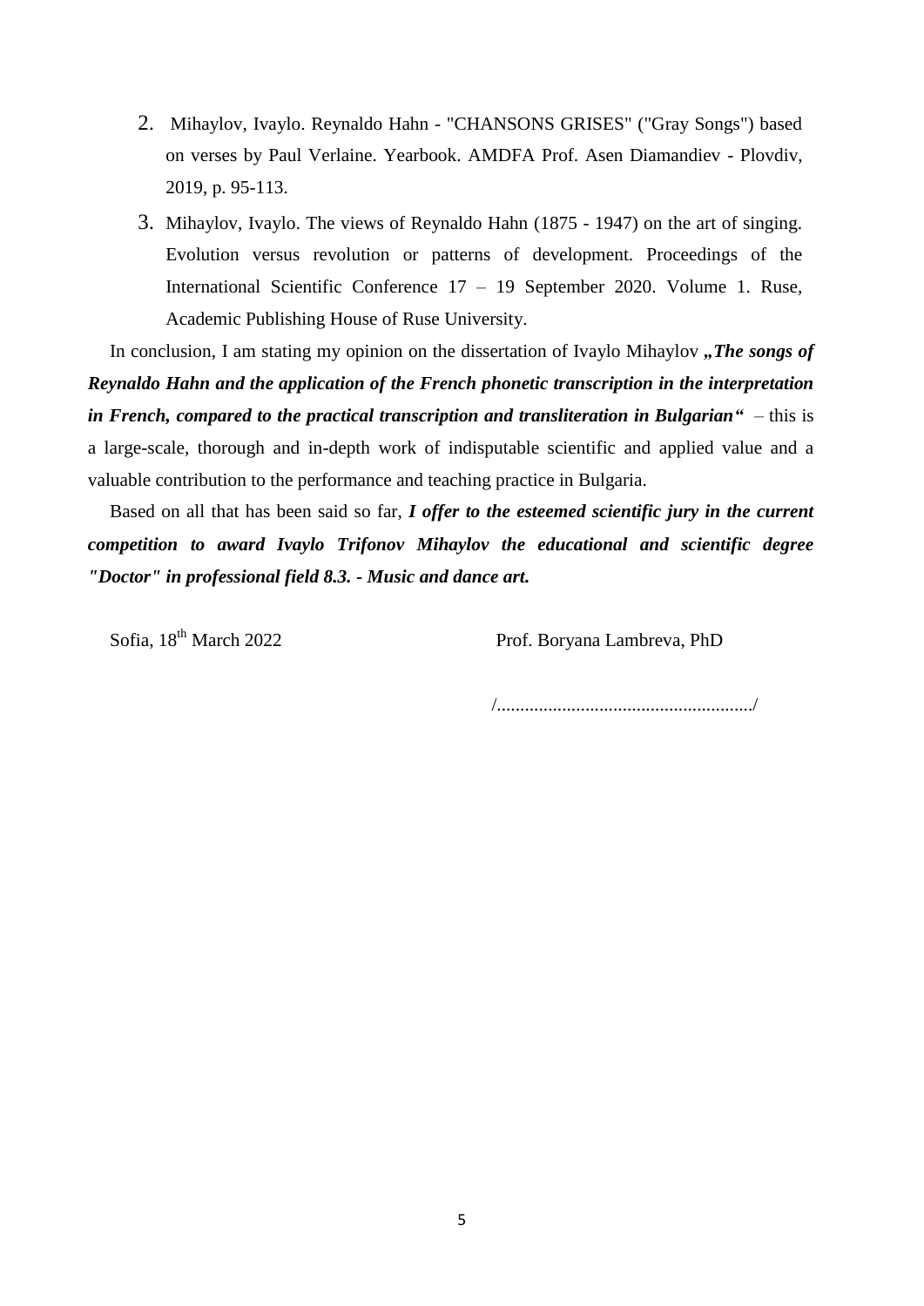2. Mihaylov, Ivaylo. Reynaldo Hahn - "CHANSONS GRISES" ("Gray Songs") based on verses by Paul Verlaine. Yearbook. AMDFA Prof. Asen Diamandiev - Plovdiv, 2019, p. 95-113.
3. Mihaylov, Ivaylo. The views of Reynaldo Hahn (1875 - 1947) on the art of singing. Evolution versus revolution or patterns of development. Proceedings of the International Scientific Conference 17 – 19 September 2020. Volume 1. Ruse, Academic Publishing House of Ruse University.

In conclusion, I am stating my opinion on the dissertation of Ivaylo Mihaylov ***„The songs of Reynaldo Hahn and the application of the French phonetic transcription in the interpretation in French, compared to the practical transcription and transliteration in Bulgarian“*** – this is a large-scale, thorough and in-depth work of indisputable scientific and applied value and a valuable contribution to the performance and teaching practice in Bulgaria.

Based on all that has been said so far, ***I offer to the esteemed scientific jury in the current competition to award Ivaylo Trifonov Mihaylov the educational and scientific degree "Doctor" in professional field 8.3. - Music and dance art.***

Sofia, 18th March 2022

Prof. Boryana Lambreva, PhD

/....................................................../